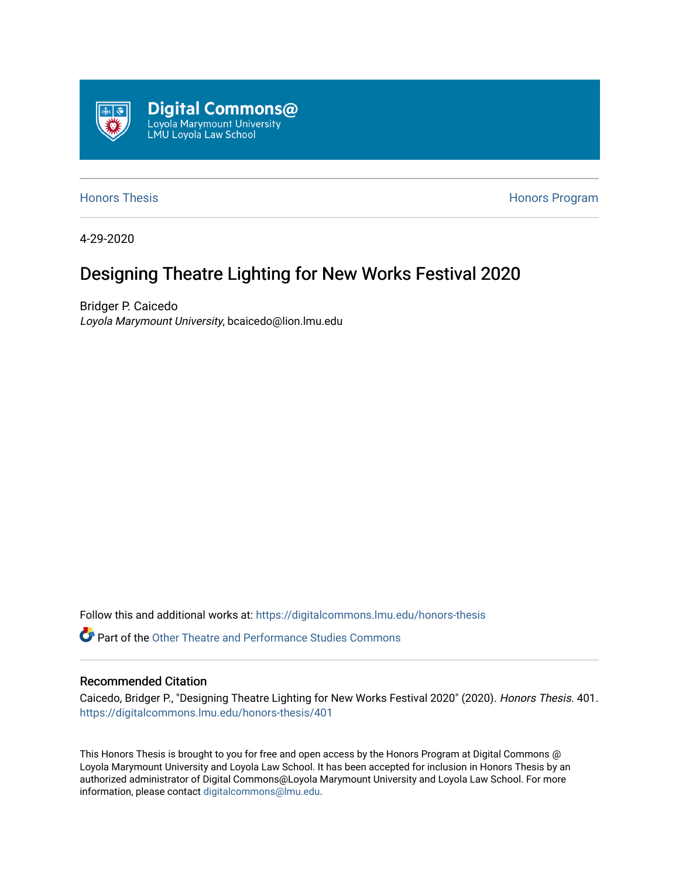Digital Commons@
Loyola Marymount University
LMU Loyola Law School

Honors Thesis | Honors Program

4-29-2020

# Designing Theatre Lighting for New Works Festival 2020

Bridger P. Caicedo
*Loyola Marymount University*, bcaicedo@lion.lmu.edu

Follow this and additional works at: https://digitalcommons.lmu.edu/honors-thesis

Part of the Other Theatre and Performance Studies Commons

## Recommended Citation

Caicedo, Bridger P., "Designing Theatre Lighting for New Works Festival 2020" (2020). *Honors Thesis*. 401.
https://digitalcommons.lmu.edu/honors-thesis/401

This Honors Thesis is brought to you for free and open access by the Honors Program at Digital Commons @ Loyola Marymount University and Loyola Law School. It has been accepted for inclusion in Honors Thesis by an authorized administrator of Digital Commons@Loyola Marymount University and Loyola Law School. For more information, please contact digitalcommons@lmu.edu.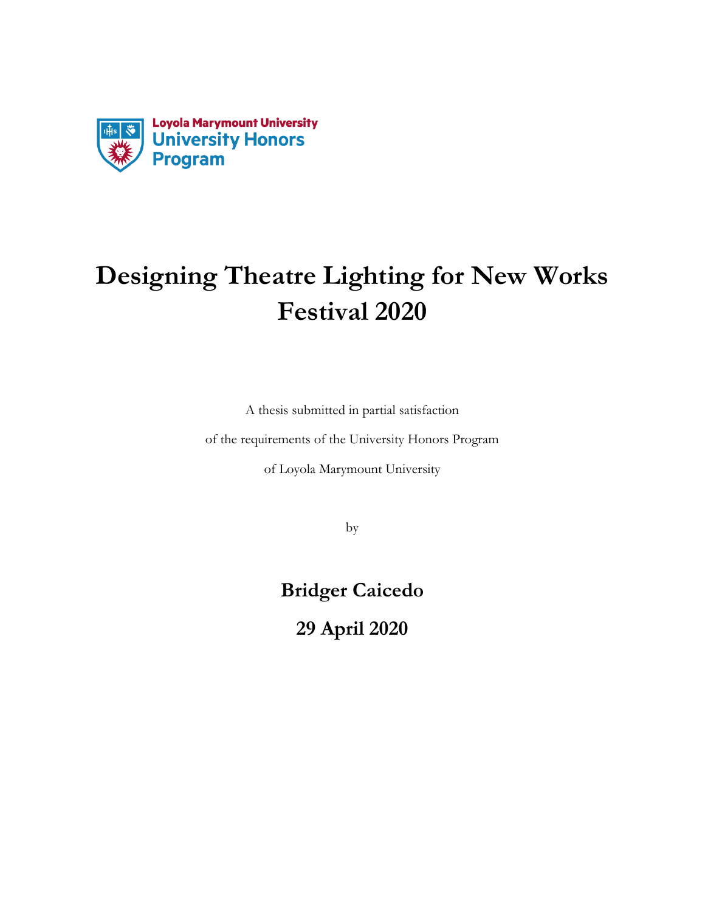Loyola Marymount University
University Honors Program

# Designing Theatre Lighting for New Works Festival 2020

A thesis submitted in partial satisfaction

of the requirements of the University Honors Program

of Loyola Marymount University

by

**Bridger Caicedo**

**29 April 2020**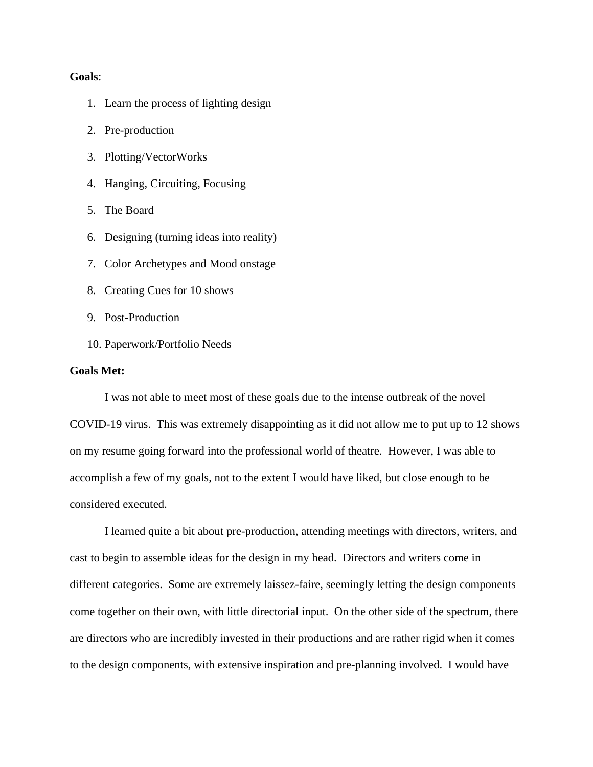**Goals**:

1. Learn the process of lighting design
2. Pre-production
3. Plotting/VectorWorks
4. Hanging, Circuiting, Focusing
5. The Board
6. Designing (turning ideas into reality)
7. Color Archetypes and Mood onstage
8. Creating Cues for 10 shows
9. Post-Production
10. Paperwork/Portfolio Needs

**Goals Met:**

I was not able to meet most of these goals due to the intense outbreak of the novel COVID-19 virus. This was extremely disappointing as it did not allow me to put up to 12 shows on my resume going forward into the professional world of theatre. However, I was able to accomplish a few of my goals, not to the extent I would have liked, but close enough to be considered executed.

I learned quite a bit about pre-production, attending meetings with directors, writers, and cast to begin to assemble ideas for the design in my head. Directors and writers come in different categories. Some are extremely laissez-faire, seemingly letting the design components come together on their own, with little directorial input. On the other side of the spectrum, there are directors who are incredibly invested in their productions and are rather rigid when it comes to the design components, with extensive inspiration and pre-planning involved. I would have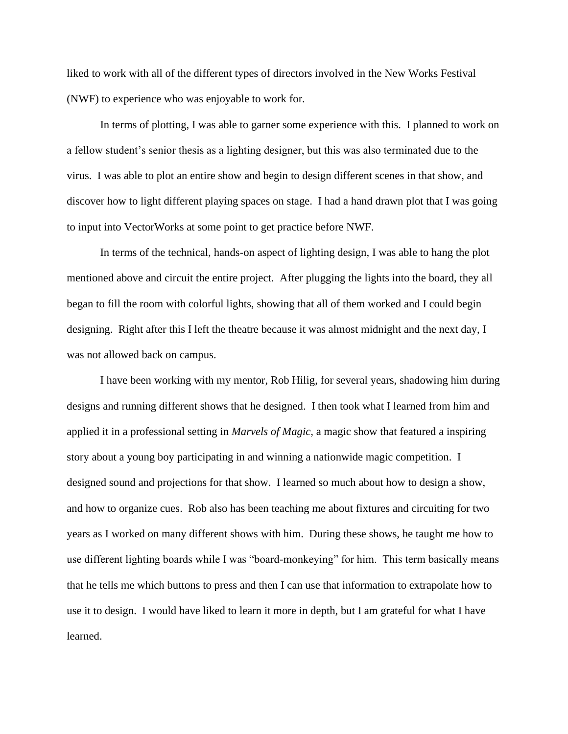liked to work with all of the different types of directors involved in the New Works Festival (NWF) to experience who was enjoyable to work for.

In terms of plotting, I was able to garner some experience with this. I planned to work on a fellow student's senior thesis as a lighting designer, but this was also terminated due to the virus. I was able to plot an entire show and begin to design different scenes in that show, and discover how to light different playing spaces on stage. I had a hand drawn plot that I was going to input into VectorWorks at some point to get practice before NWF.

In terms of the technical, hands-on aspect of lighting design, I was able to hang the plot mentioned above and circuit the entire project. After plugging the lights into the board, they all began to fill the room with colorful lights, showing that all of them worked and I could begin designing. Right after this I left the theatre because it was almost midnight and the next day, I was not allowed back on campus.

I have been working with my mentor, Rob Hilig, for several years, shadowing him during designs and running different shows that he designed. I then took what I learned from him and applied it in a professional setting in *Marvels of Magic,* a magic show that featured a inspiring story about a young boy participating in and winning a nationwide magic competition. I designed sound and projections for that show. I learned so much about how to design a show, and how to organize cues. Rob also has been teaching me about fixtures and circuiting for two years as I worked on many different shows with him. During these shows, he taught me how to use different lighting boards while I was "board-monkeying" for him. This term basically means that he tells me which buttons to press and then I can use that information to extrapolate how to use it to design. I would have liked to learn it more in depth, but I am grateful for what I have learned.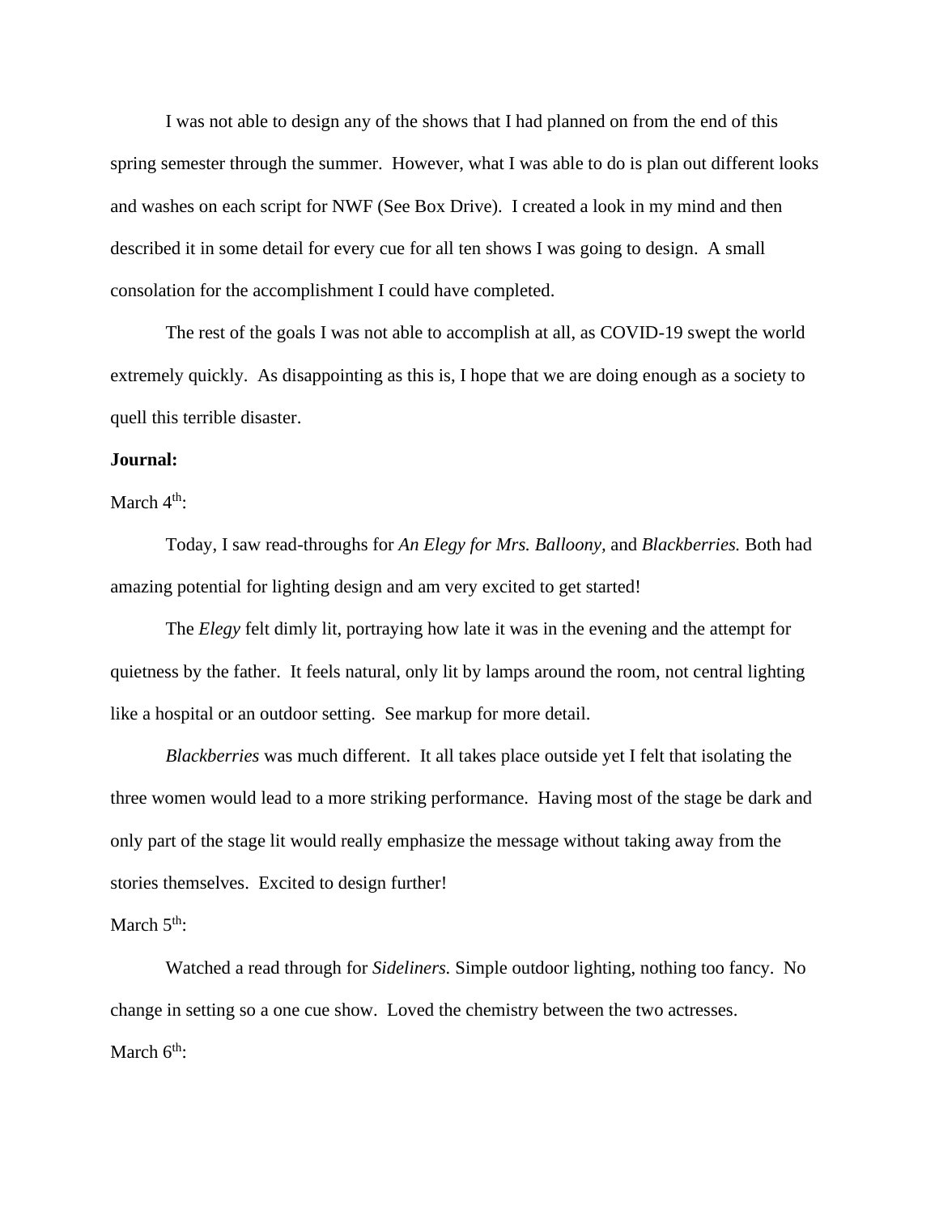I was not able to design any of the shows that I had planned on from the end of this spring semester through the summer. However, what I was able to do is plan out different looks and washes on each script for NWF (See Box Drive). I created a look in my mind and then described it in some detail for every cue for all ten shows I was going to design. A small consolation for the accomplishment I could have completed.

The rest of the goals I was not able to accomplish at all, as COVID-19 swept the world extremely quickly. As disappointing as this is, I hope that we are doing enough as a society to quell this terrible disaster.

**Journal:**

March 4th:

Today, I saw read-throughs for *An Elegy for Mrs. Balloony,* and *Blackberries.* Both had amazing potential for lighting design and am very excited to get started!

The *Elegy* felt dimly lit, portraying how late it was in the evening and the attempt for quietness by the father. It feels natural, only lit by lamps around the room, not central lighting like a hospital or an outdoor setting. See markup for more detail.

*Blackberries* was much different. It all takes place outside yet I felt that isolating the three women would lead to a more striking performance. Having most of the stage be dark and only part of the stage lit would really emphasize the message without taking away from the stories themselves. Excited to design further!

March 5th:

Watched a read through for *Sideliners.* Simple outdoor lighting, nothing too fancy. No change in setting so a one cue show. Loved the chemistry between the two actresses.

March 6th: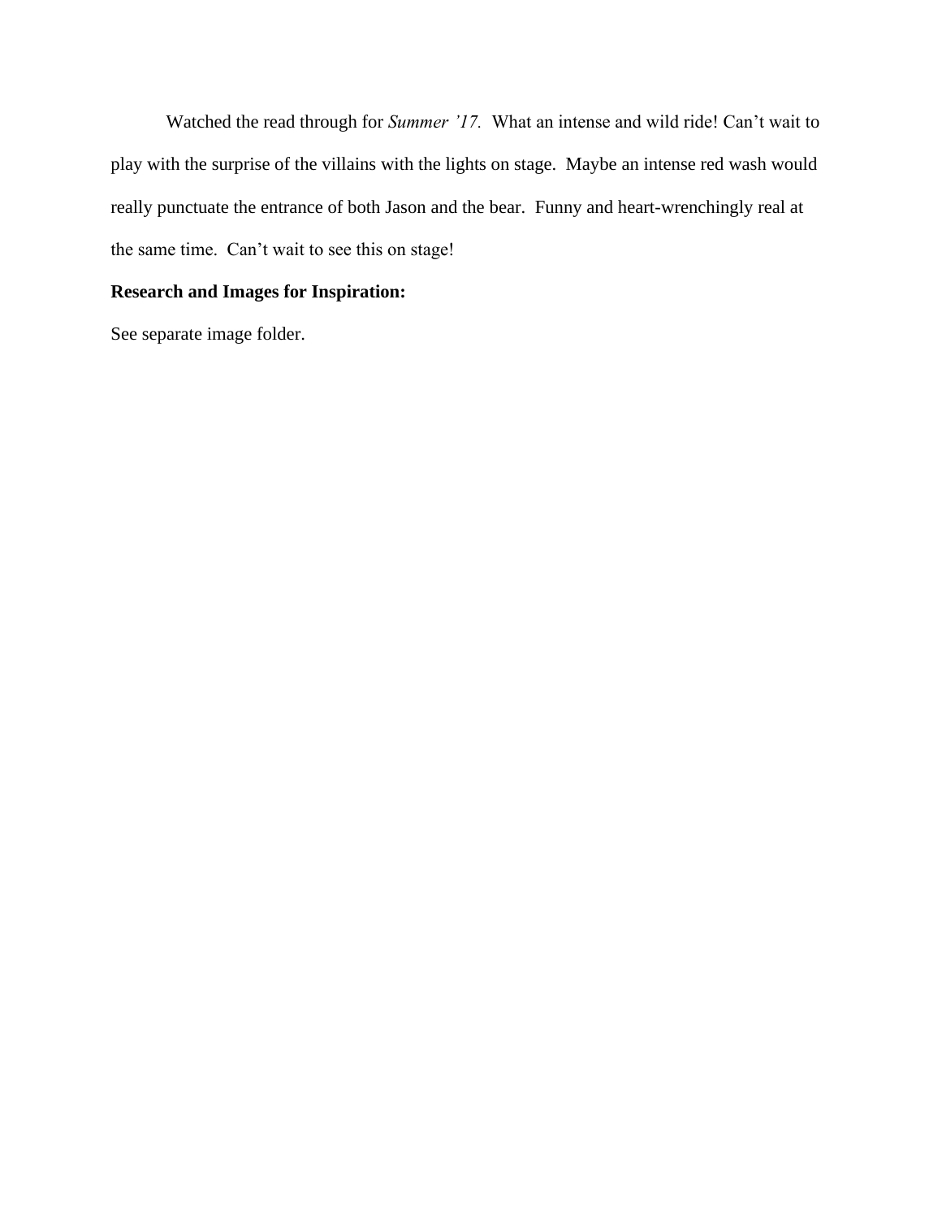Watched the read through for *Summer '17.* What an intense and wild ride! Can't wait to play with the surprise of the villains with the lights on stage. Maybe an intense red wash would really punctuate the entrance of both Jason and the bear. Funny and heart-wrenchingly real at the same time. Can't wait to see this on stage!

**Research and Images for Inspiration:**

See separate image folder.